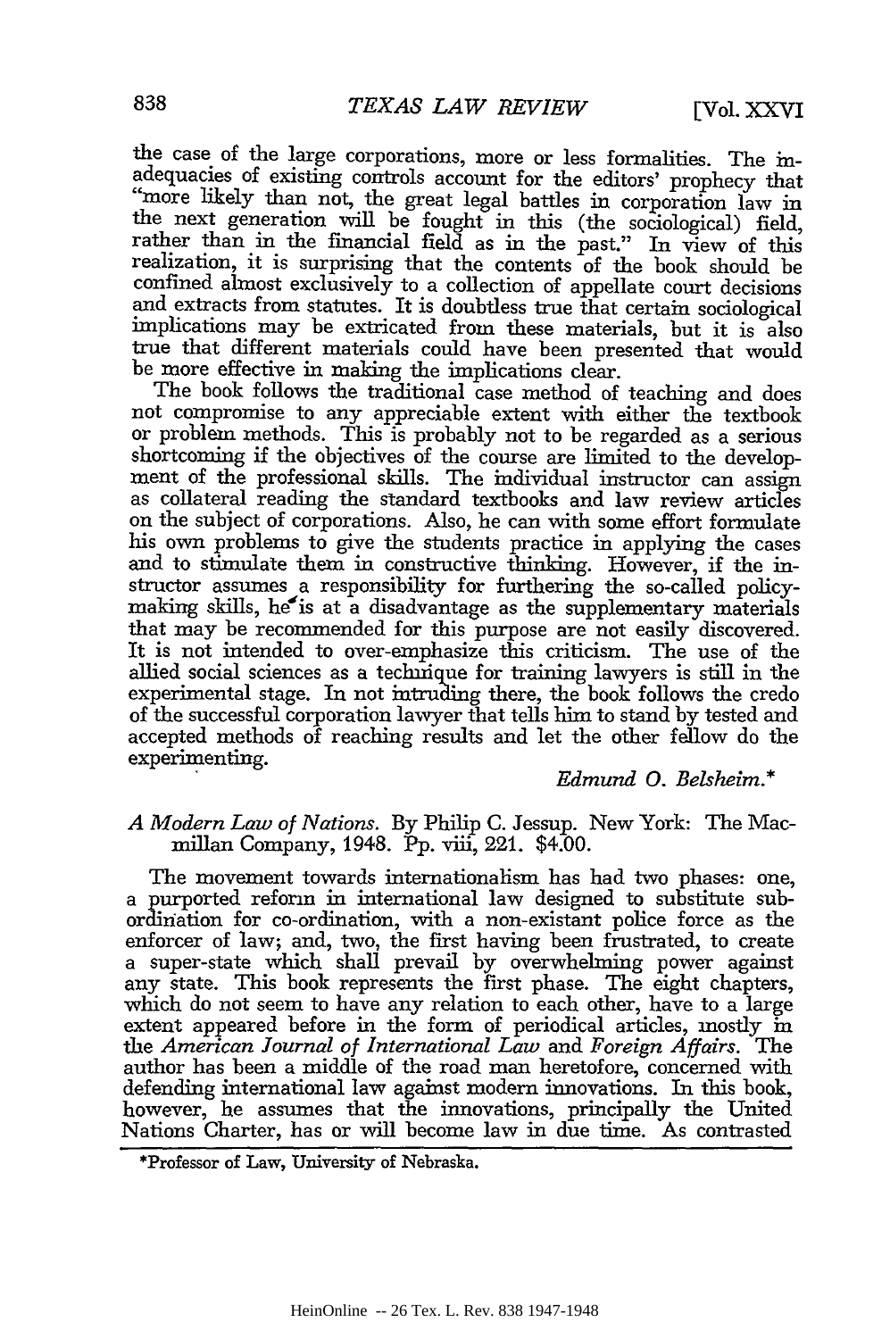the case of the large corporations, more or less formalities. The inadequacies of existing controls account for the editors' prophecy that "more likely than not, the great legal battles in corporation law in the next generation will be fought in this (the sociological) field, rather than in the financial field as in the past." In view of this realization, it is surprising that the contents of the book should be confined almost exclusively to a collection of appellate court decisions and extracts from statutes. It is doubtless true that certain sociological implications may be extricated from these materials, but it is also true that different materials could have been presented that would be more effective in making the implications clear.

The book follows the traditional case method of teaching and does not compromise to any appreciable extent with either the textbook or problem methods. This is probably not to be regarded as a serious shortcoming if the objectives of the course are limited to the development of the professional skills. The individual instructor can assign as collateral reading the standard textbooks and law review articles on the subject of corporations. Also, he can with some effort formulate his own problems to give the students practice in applying the cases and to stimulate them in constructive thinking. However, if the instructor assumes a responsibility for furthering the so-called policy-making skills, he is at a disadvantage as the supplementary materials that may be recommended for this purpose are not easily discovered. It is not intended to over-emphasize this criticism. The use of the allied social sciences as a technique for training lawyers is still in the experimental stage. In not intruding there, the book follows the credo of the successful corporation lawyer that tells him to stand by tested and accepted methods of reaching results and let the other fellow do the experimenting.

*Edmund O. Belsheim.**

*A Modern Law of Nations.* By Philip C. Jessup. New York: The Macmillan Company, 1948. Pp. viii, 221. $4.00.

The movement towards internationalism has had two phases: one, a purported reform in international law designed to substitute subordination for co-ordination, with a non-existant police force as the enforcer of law; and, two, the first having been frustrated, to create a super-state which shall prevail by overwhelming power against any state. This book represents the first phase. The eight chapters, which do not seem to have any relation to each other, have to a large extent appeared before in the form of periodical articles, mostly in the *American Journal of International Law* and *Foreign Affairs*. The author has been a middle of the road man heretofore, concerned with defending international law against modern innovations. In this book, however, he assumes that the innovations, principally the United Nations Charter, has or will become law in due time. As contrasted

*Professor of Law, University of Nebraska.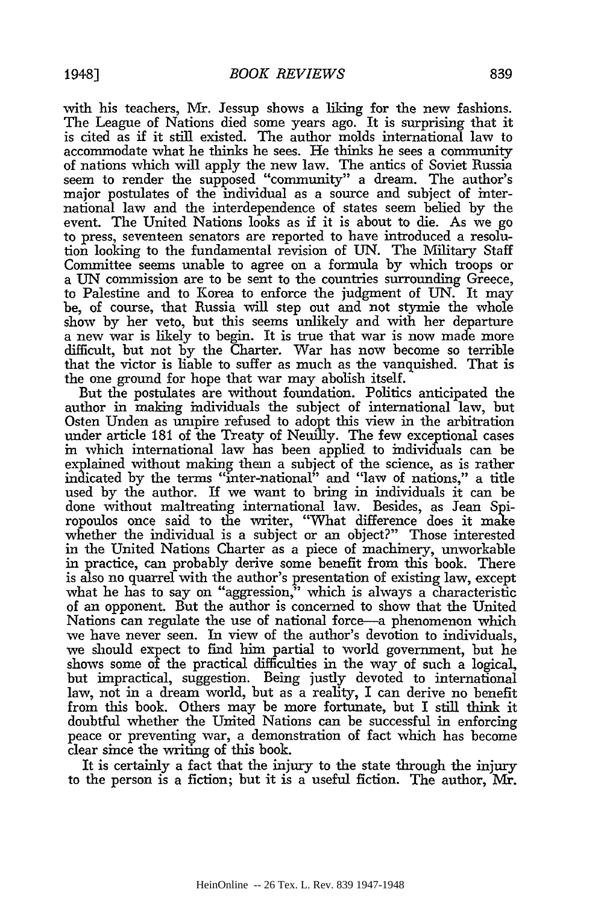with his teachers, Mr. Jessup shows a liking for the new fashions. The League of Nations died some years ago. It is surprising that it is cited as if it still existed. The author molds international law to accommodate what he thinks he sees. He thinks he sees a community of nations which will apply the new law. The antics of Soviet Russia seem to render the supposed "community" a dream. The author's major postulates of the individual as a source and subject of international law and the interdependence of states seem belied by the event. The United Nations looks as if it is about to die. As we go to press, seventeen senators are reported to have introduced a resolution looking to the fundamental revision of UN. The Military Staff Committee seems unable to agree on a formula by which troops or a UN commission are to be sent to the countries surrounding Greece, to Palestine and to Korea to enforce the judgment of UN. It may be, of course, that Russia will step out and not stymie the whole show by her veto, but this seems unlikely and with her departure a new war is likely to begin. It is true that war is now made more difficult, but not by the Charter. War has now become so terrible that the victor is liable to suffer as much as the vanquished. That is the one ground for hope that war may abolish itself.

But the postulates are without foundation. Politics anticipated the author in making individuals the subject of international law, but Osten Unden as umpire refused to adopt this view in the arbitration under article 181 of the Treaty of Neuilly. The few exceptional cases in which international law has been applied to individuals can be explained without making them a subject of the science, as is rather indicated by the terms "inter-national" and "law of nations," a title used by the author. If we want to bring in individuals it can be done without maltreating international law. Besides, as Jean Spiropoulos once said to the writer, "What difference does it make whether the individual is a subject or an object?" Those interested in the United Nations Charter as a piece of machinery, unworkable in practice, can probably derive some benefit from this book. There is also no quarrel with the author's presentation of existing law, except what he has to say on "aggression," which is always a characteristic of an opponent. But the author is concerned to show that the United Nations can regulate the use of national force—a phenomenon which we have never seen. In view of the author's devotion to individuals, we should expect to find him partial to world government, but he shows some of the practical difficulties in the way of such a logical, but impractical, suggestion. Being justly devoted to international law, not in a dream world, but as a reality, I can derive no benefit from this book. Others may be more fortunate, but I still think it doubtful whether the United Nations can be successful in enforcing peace or preventing war, a demonstration of fact which has become clear since the writing of this book.

It is certainly a fact that the injury to the state through the injury to the person is a fiction; but it is a useful fiction. The author, Mr.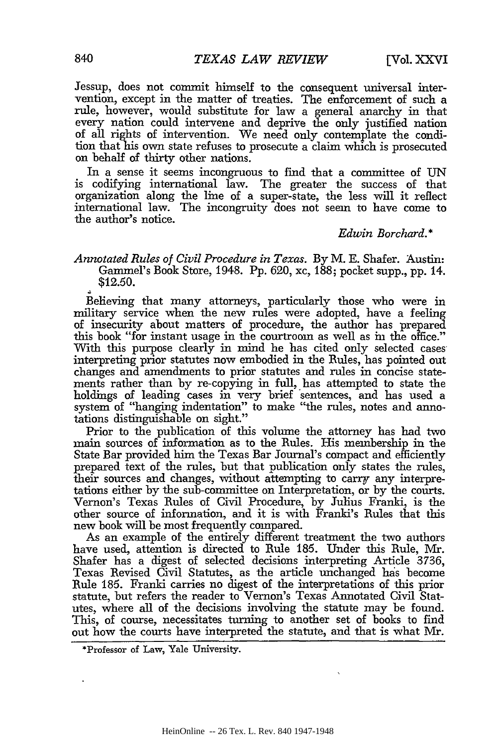Jessup, does not commit himself to the consequent universal intervention, except in the matter of treaties. The enforcement of such a rule, however, would substitute for law a general anarchy in that every nation could intervene and deprive the only justified nation of all rights of intervention. We need only contemplate the condition that his own state refuses to prosecute a claim which is prosecuted on behalf of thirty other nations.

In a sense it seems incongruous to find that a committee of UN is codifying international law. The greater the success of that organization along the line of a super-state, the less will it reflect international law. The incongruity does not seem to have come to the author's notice.

*Edwin Borchard.**

*Annotated Rules of Civil Procedure in Texas.* By M. E. Shafer. Austin: Gammel's Book Store, 1948. Pp. 620, xc, 188; pocket supp., pp. 14. $12.50.

Believing that many attorneys, particularly those who were in military service when the new rules were adopted, have a feeling of insecurity about matters of procedure, the author has prepared this book "for instant usage in the courtroom as well as in the office." With this purpose clearly in mind he has cited only selected cases interpreting prior statutes now embodied in the Rules, has pointed out changes and amendments to prior statutes and rules in concise statements rather than by re-copying in full, has attempted to state the holdings of leading cases in very brief sentences, and has used a system of "hanging indentation" to make "the rules, notes and annotations distinguishable on sight."

Prior to the publication of this volume the attorney has had two main sources of information as to the Rules. His membership in the State Bar provided him the Texas Bar Journal's compact and efficiently prepared text of the rules, but that publication only states the rules, their sources and changes, without attempting to carry any interpretations either by the sub-committee on Interpretation, or by the courts. Vernon's Texas Rules of Civil Procedure, by Julius Franki, is the other source of information, and it is with Franki's Rules that this new book will be most frequently compared.

As an example of the entirely different treatment the two authors have used, attention is directed to Rule 185. Under this Rule, Mr. Shafer has a digest of selected decisions interpreting Article 3736, Texas Revised Civil Statutes, as the article unchanged has become Rule 185. Franki carries no digest of the interpretations of this prior statute, but refers the reader to Vernon's Texas Annotated Civil Statutes, where all of the decisions involving the statute may be found. This, of course, necessitates turning to another set of books to find out how the courts have interpreted the statute, and that is what Mr.

*Professor of Law, Yale University.